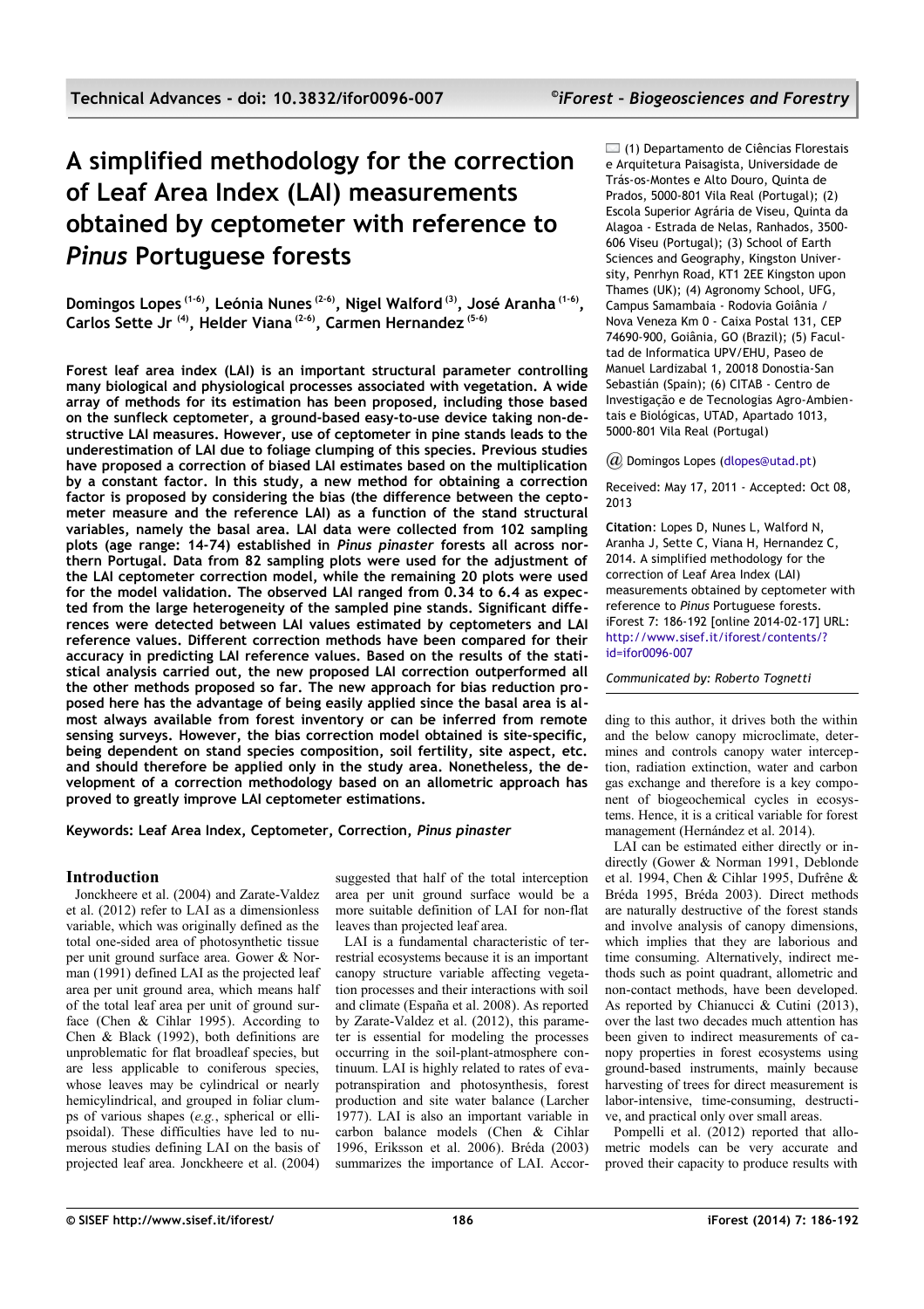Technical Advances - doi: 10.3832/ifor0096-007

# A simplified methodology for the correction of Leaf Area Index (LAI) measurements obtained by ceptometer with reference to *Pinus* Portuguese forests

**Domingos Lopes [1-6], Leónia Nunes [2-6], Nigel Walford [3], José Aranha [1-6], Carlos Sette Jr [4], Helder Viana [2-6], Carmen Hernandez [5-6]**

(1) Departamento de Ciências Florestais e Arquitetura Paisagista, Universidade de Trás-os-Montes e Alto Douro, Quinta de Prados, 5000-801 Vila Real (Portugal); (2) Escola Superior Agrária de Viseu, Quinta da Alagoa - Estrada de Nelas, Ranhados, 3500-606 Viseu (Portugal); (3) School of Earth Sciences and Geography, Kingston University, Penrhyn Road, KT1 2EE Kingston upon Thames (UK); (4) Agronomy School, UFG, Campus Samambaia - Rodovia Goiânia / Nova Veneza Km 0 - Caixa Postal 131, CEP 74690-900, Goiânia, GO (Brazil); (5) Facultad de Informatica UPV/EHU, Paseo de Manuel Lardizabal 1, 20018 Donostia-San Sebastián (Spain); (6) CITAB - Centro de Investigação e de Tecnologias Agro-Ambientais e Biológicas, UTAD, Apartado 1013, 5000-801 Vila Real (Portugal)

@ Domingos Lopes (dlopes@utad.pt)

Received: May 17, 2011 - Accepted: Oct 08, 2013

**Citation**: Lopes D, Nunes L, Walford N, Aranha J, Sette C, Viana H, Hernandez C, 2014. A simplified methodology for the correction of Leaf Area Index (LAI) measurements obtained by ceptometer with reference to *Pinus* Portuguese forests. iForest 7: 186-192 [online 2014-02-17] URL: http://www.sisef.it/iforest/contents/?id=ifor0096-007

*Communicated by: Roberto Tognetti*

**Forest leaf area index (LAI) is an important structural parameter controlling many biological and physiological processes associated with vegetation. A wide array of methods for its estimation has been proposed, including those based on the sunfleck ceptometer, a ground-based easy-to-use device taking non-destructive LAI measures. However, use of ceptometer in pine stands leads to the underestimation of LAI due to foliage clumping of this species. Previous studies have proposed a correction of biased LAI estimates based on the multiplication by a constant factor. In this study, a new method for obtaining a correction factor is proposed by considering the bias (the difference between the ceptometer measure and the reference LAI) as a function of the stand structural variables, namely the basal area. LAI data were collected from 102 sampling plots (age range: 14-74) established in *Pinus pinaster* forests all across northern Portugal. Data from 82 sampling plots were used for the adjustment of the LAI ceptometer correction model, while the remaining 20 plots were used for the model validation. The observed LAI ranged from 0.34 to 6.4 as expected from the large heterogeneity of the sampled pine stands. Significant differences were detected between LAI values estimated by ceptometers and LAI reference values. Different correction methods have been compared for their accuracy in predicting LAI reference values. Based on the results of the statistical analysis carried out, the new proposed LAI correction outperformed all the other methods proposed so far. The new approach for bias reduction proposed here has the advantage of being easily applied since the basal area is almost always available from forest inventory or can be inferred from remote sensing surveys. However, the bias correction model obtained is site-specific, being dependent on stand species composition, soil fertility, site aspect, etc. and should therefore be applied only in the study area. Nonetheless, the development of a correction methodology based on an allometric approach has proved to greatly improve LAI ceptometer estimations.**

**Keywords: Leaf Area Index, Ceptometer, Correction, *Pinus pinaster***

## Introduction

Jonckheere et al. (2004) and Zarate-Valdez et al. (2012) refer to LAI as a dimensionless variable, which was originally defined as the total one-sided area of photosynthetic tissue per unit ground surface area. Gower & Norman (1991) defined LAI as the projected leaf area per unit ground area, which means half of the total leaf area per unit of ground surface (Chen & Cihlar 1995). According to Chen & Black (1992), both definitions are unproblematic for flat broadleaf species, but are less applicable to coniferous species, whose leaves may be cylindrical or nearly hemicylindrical, and grouped in foliar clumps of various shapes (*e.g.*, spherical or ellipsoidal). These difficulties have led to numerous studies defining LAI on the basis of projected leaf area. Jonckheere et al. (2004) suggested that half of the total interception area per unit ground surface would be a more suitable definition of LAI for non-flat leaves than projected leaf area.

LAI is a fundamental characteristic of terrestrial ecosystems because it is an important canopy structure variable affecting vegetation processes and their interactions with soil and climate (España et al. 2008). As reported by Zarate-Valdez et al. (2012), this parameter is essential for modeling the processes occurring in the soil-plant-atmosphere continuum. LAI is highly related to rates of evapotranspiration and photosynthesis, forest production and site water balance (Larcher 1977). LAI is also an important variable in carbon balance models (Chen & Cihlar 1996, Eriksson et al. 2006). Bréda (2003) summarizes the importance of LAI. According to this author, it drives both the within and the below canopy microclimate, determines and controls canopy water interception, radiation extinction, water and carbon gas exchange and therefore is a key component of biogeochemical cycles in ecosystems. Hence, it is a critical variable for forest management (Hernández et al. 2014).

LAI can be estimated either directly or indirectly (Gower & Norman 1991, Deblonde et al. 1994, Chen & Cihlar 1995, Dufrêne & Bréda 1995, Bréda 2003). Direct methods are naturally destructive of the forest stands and involve analysis of canopy dimensions, which implies that they are laborious and time consuming. Alternatively, indirect methods such as point quadrant, allometric and non-contact methods, have been developed. As reported by Chianucci & Cutini (2013), over the last two decades much attention has been given to indirect measurements of canopy properties in forest ecosystems using ground-based instruments, mainly because harvesting of trees for direct measurement is labor-intensive, time-consuming, destructive, and practical only over small areas.

Pompelli et al. (2012) reported that allometric models can be very accurate and proved their capacity to produce results with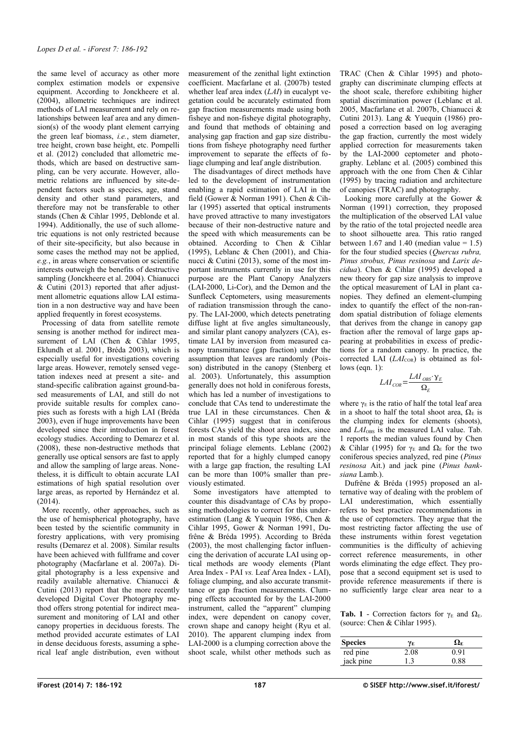the same level of accuracy as other more complex estimation models or expensive equipment. According to Jonckheere et al. (2004), allometric techniques are indirect methods of LAI measurement and rely on relationships between leaf area and any dimension(s) of the woody plant element carrying the green leaf biomass, *i.e.*, stem diameter, tree height, crown base height, etc. Pompelli et al. (2012) concluded that allometric methods, which are based on destructive sampling, can be very accurate. However, allometric relations are influenced by site-dependent factors such as species, age, stand density and other stand parameters, and therefore may not be transferable to other stands (Chen & Cihlar 1995, Deblonde et al. 1994). Additionally, the use of such allometric equations is not only restricted because of their site-specificity, but also because in some cases the method may not be applied, *e.g.*, in areas where conservation or scientific interests outweigh the benefits of destructive sampling (Jonckheere et al. 2004). Chianucci & Cutini (2013) reported that after adjustment allometric equations allow LAI estimation in a non destructive way and have been applied frequently in forest ecosystems.

Processing of data from satellite remote sensing is another method for indirect measurement of LAI (Chen & Cihlar 1995, Eklundh et al. 2001, Bréda 2003), which is especially useful for investigations covering large areas. However, remotely sensed vegetation indexes need at present a site- and stand-specific calibration against ground-based measurements of LAI, and still do not provide suitable results for complex canopies such as forests with a high LAI (Bréda 2003), even if huge improvements have been developed since their introduction in forest ecology studies. According to Demarez et al. (2008), these non-destructive methods that generally use optical sensors are fast to apply and allow the sampling of large areas. Nonetheless, it is difficult to obtain accurate LAI estimations of high spatial resolution over large areas, as reported by Hernández et al. (2014).

More recently, other approaches, such as the use of hemispherical photography, have been tested by the scientific community in forestry applications, with very promising results (Demarez et al. 2008). Similar results have been achieved with fullframe and cover photography (Macfarlane et al. 2007a). Digital photography is a less expensive and readily available alternative. Chianucci & Cutini (2013) report that the more recently developed Digital Cover Photography method offers strong potential for indirect measurement and monitoring of LAI and other canopy properties in deciduous forests. The method provided accurate estimates of LAI in dense deciduous forests, assuming a spherical leaf angle distribution, even without measurement of the zenithal light extinction coefficient. Macfarlane et al. (2007b) tested whether leaf area index (*LAI*) in eucalypt vegetation could be accurately estimated from gap fraction measurements made using both fisheye and non-fisheye digital photography, and found that methods of obtaining and analysing gap fraction and gap size distributions from fisheye photography need further improvement to separate the effects of foliage clumping and leaf angle distribution.

The disadvantages of direct methods have led to the development of instrumentation enabling a rapid estimation of LAI in the field (Gower & Norman 1991). Chen & Cihlar (1995) asserted that optical instruments have proved attractive to many investigators because of their non-destructive nature and the speed with which measurements can be obtained. According to Chen & Cihlar (1995), Leblanc & Chen (2001), and Chianucci & Cutini (2013), some of the most important instruments currently in use for this purpose are the Plant Canopy Analyzers (LAI-2000, Li-Cor), and the Demon and the Sunfleck Ceptometers, using measurements of radiation transmission through the canopy. The LAI-2000, which detects penetrating diffuse light at five angles simultaneously, and similar plant canopy analyzers (CA), estimate LAI by inversion from measured canopy transmittance (gap fraction) under the assumption that leaves are randomly (Poisson) distributed in the canopy (Stenberg et al. 2003). Unfortunately, this assumption generally does not hold in coniferous forests, which has led a number of investigations to conclude that CAs tend to underestimate the true LAI in these circumstances. Chen & Cihlar (1995) suggest that in coniferous forests CAs yield the shoot area index, since in most stands of this type shoots are the principal foliage elements. Leblanc (2002) reported that for a highly clumped canopy with a large gap fraction, the resulting LAI can be more than 100% smaller than previously estimated.

Some investigators have attempted to counter this disadvantage of CAs by proposing methodologies to correct for this underestimation (Lang & Yuequin 1986, Chen & Cihlar 1995, Gower & Norman 1991, Dufrêne & Bréda 1995). According to Bréda (2003), the most challenging factor influencing the derivation of accurate LAI using optical methods are woody elements (Plant Area Index - PAI *vs.* Leaf Area Index - LAI), foliage clumping, and also accurate transmittance or gap fraction measurements. Clumping effects accounted for by the LAI-2000 instrument, called the "apparent" clumping index, were dependent on canopy cover, crown shape and canopy height (Ryu et al. 2010). The apparent clumping index from LAI-2000 is a clumping correction above the shoot scale, whilst other methods such as TRAC (Chen & Cihlar 1995) and photography can discriminate clumping effects at the shoot scale, therefore exhibiting higher spatial discrimination power (Leblanc et al. 2005, Macfarlane et al. 2007b, Chianucci & Cutini 2013). Lang & Yuequin (1986) proposed a correction based on log averaging the gap fraction, currently the most widely applied correction for measurements taken by the LAI-2000 ceptometer and photography. Leblanc et al. (2005) combined this approach with the one from Chen & Cihlar (1995) by tracing radiation and architecture of canopies (TRAC) and photography.

Looking more carefully at the Gower & Norman (1991) correction, they proposed the multiplication of the observed LAI value by the ratio of the total projected needle area to shoot silhouette area. This ratio ranged between 1.67 and 1.40 (median value = 1.5) for the four studied species (*Quercus rubra, Pinus strobus, Pinus resinosa* and *Larix decidua*). Chen & Cihlar (1995) developed a new theory for gap size analysis to improve the optical measurement of LAI in plant canopies. They defined an element-clumping index to quantify the effect of the non-random spatial distribution of foliage elements that derives from the change in canopy gap fraction after the removal of large gaps appearing at probabilities in excess of predictions for a random canopy. In practice, the corrected LAI ($LAI_{COR}$) is obtained as follows (eqn. 1):

$$LAI_{COR} = \frac{LAI_{OBS} \cdot \gamma_E}{\Omega_E}$$

where $\gamma_E$ is the ratio of half the total leaf area in a shoot to half the total shoot area, $\Omega_E$ is the clumping index for elements (shoots), and $LAI_{OBS}$ is the measured LAI value. Tab. 1 reports the median values found by Chen & Cihlar (1995) for $\gamma_E$ and $\Omega_E$ for the two coniferous species analyzed, red pine (*Pinus resinosa* Ait.) and jack pine (*Pinus banksiana* Lamb.).

Dufrêne & Bréda (1995) proposed an alternative way of dealing with the problem of LAI underestimation, which essentially refers to best practice recommendations in the use of ceptometers. They argue that the most restricting factor affecting the use of these instruments within forest vegetation communities is the difficulty of achieving correct reference measurements, in other words eliminating the edge effect. They propose that a second equipment set is used to provide reference measurements if there is no sufficiently large clear area near to a

**Tab. 1** - Correction factors for $\gamma_E$ and $\Omega_E$. (source: Chen & Cihlar 1995).

| Species | $\gamma_E$ | $\Omega_E$ |
|---|---|---|
| red pine | 2.08 | 0.91 |
| jack pine | 1.3 | 0.88 |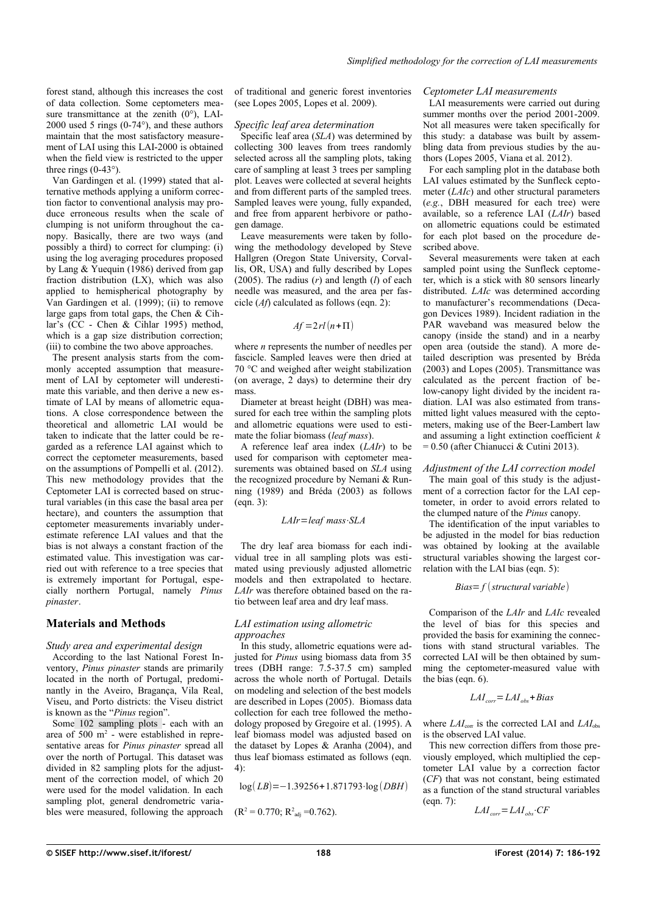forest stand, although this increases the cost of data collection. Some ceptometers measure transmittance at the zenith (0°), LAI-2000 used 5 rings (0-74°), and these authors maintain that the most satisfactory measurement of LAI using this LAI-2000 is obtained when the field view is restricted to the upper three rings (0-43°).

Van Gardingen et al. (1999) stated that alternative methods applying a uniform correction factor to conventional analysis may produce erroneous results when the scale of clumping is not uniform throughout the canopy. Basically, there are two ways (and possibly a third) to correct for clumping: (i) using the log averaging procedures proposed by Lang & Yuequin (1986) derived from gap fraction distribution (LX), which was also applied to hemispherical photography by Van Gardingen et al. (1999); (ii) to remove large gaps from total gaps, the Chen & Cihlar's (CC - Chen & Cihlar 1995) method, which is a gap size distribution correction; (iii) to combine the two above approaches.

The present analysis starts from the commonly accepted assumption that measurement of LAI by ceptometer will underestimate this variable, and then derive a new estimate of LAI by means of allometric equations. A close correspondence between the theoretical and allometric LAI would be taken to indicate that the latter could be regarded as a reference LAI against which to correct the ceptometer measurements, based on the assumptions of Pompelli et al. (2012). This new methodology provides that the Ceptometer LAI is corrected based on structural variables (in this case the basal area per hectare), and counters the assumption that ceptometer measurements invariably underestimate reference LAI values and that the bias is not always a constant fraction of the estimated value. This investigation was carried out with reference to a tree species that is extremely important for Portugal, especially northern Portugal, namely *Pinus pinaster*.

## Materials and Methods

### Study area and experimental design

According to the last National Forest Inventory, *Pinus pinaster* stands are primarily located in the north of Portugal, predominantly in the Aveiro, Bragança, Vila Real, Viseu, and Porto districts: the Viseu district is known as the "*Pinus* region".

Some 102 sampling plots - each with an area of 500 m$^2$ - were established in representative areas for *Pinus pinaster* spread all over the north of Portugal. This dataset was divided in 82 sampling plots for the adjustment of the correction model, of which 20 were used for the model validation. In each sampling plot, general dendrometric variables were measured, following the approach of traditional and generic forest inventories (see Lopes 2005, Lopes et al. 2009).

### Specific leaf area determination

Specific leaf area (*SLA*) was determined by collecting 300 leaves from trees randomly selected across all the sampling plots, taking care of sampling at least 3 trees per sampling plot. Leaves were collected at several heights and from different parts of the sampled trees. Sampled leaves were young, fully expanded, and free from apparent herbivore or pathogen damage.

Leave measurements were taken by following the methodology developed by Steve Hallgren (Oregon State University, Corvallis, OR, USA) and fully described by Lopes (2005). The radius ($r$) and length ($l$) of each needle was measured, and the area per fascicle ($Af$) calculated as follows (eqn. 2):

$$Af = 2rl(n+\Pi)$$

where $n$ represents the number of needles per fascicle. Sampled leaves were then dried at 70 °C and weighed after weight stabilization (on average, 2 days) to determine their dry mass.

Diameter at breast height (DBH) was measured for each tree within the sampling plots and allometric equations were used to estimate the foliar biomass (*leaf mass*).

A reference leaf area index (*LAIr*) to be used for comparison with ceptometer measurements was obtained based on *SLA* using the recognized procedure by Nemani & Running (1989) and Bréda (2003) as follows (eqn. 3):

$$LAIr = leaf\ mass \cdot SLA$$

The dry leaf area biomass for each individual tree in all sampling plots was estimated using previously adjusted allometric models and then extrapolated to hectare. *LAIr* was therefore obtained based on the ratio between leaf area and dry leaf mass.

### LAI estimation using allometric approaches

In this study, allometric equations were adjusted for *Pinus* using biomass data from 35 trees (DBH range: 7.5-37.5 cm) sampled across the whole north of Portugal. Details on modeling and selection of the best models are described in Lopes (2005). Biomass data collection for each tree followed the methodology proposed by Gregoire et al. (1995). A leaf biomass model was adjusted based on the dataset by Lopes & Aranha (2004), and thus leaf biomass estimated as follows (eqn. 4):

$$\log(LB) = -1.39256 + 1.871793 \cdot \log(DBH)$$

($R^2 = 0.770$; $R^2_{adj} = 0.762$).

### Ceptometer LAI measurements

LAI measurements were carried out during summer months over the period 2001-2009. Not all measures were taken specifically for this study: a database was built by assembling data from previous studies by the authors (Lopes 2005, Viana et al. 2012).

For each sampling plot in the database both LAI values estimated by the Sunfleck ceptometer (*LAIc*) and other structural parameters (*e.g.*, DBH measured for each tree) were available, so a reference LAI (*LAIr*) based on allometric equations could be estimated for each plot based on the procedure described above.

Several measurements were taken at each sampled point using the Sunfleck ceptometer, which is a stick with 80 sensors linearly distributed. *LAIc* was determined according to manufacturer's recommendations (Decagon Devices 1989). Incident radiation in the PAR waveband was measured below the canopy (inside the stand) and in a nearby open area (outside the stand). A more detailed description was presented by Bréda (2003) and Lopes (2005). Transmittance was calculated as the percent fraction of below-canopy light divided by the incident radiation. LAI was also estimated from transmitted light values measured with the ceptometers, making use of the Beer-Lambert law and assuming a light extinction coefficient $k = 0.50$ (after Chianucci & Cutini 2013).

### Adjustment of the LAI correction model

The main goal of this study is the adjustment of a correction factor for the LAI ceptometer, in order to avoid errors related to the clumped nature of the *Pinus* canopy.

The identification of the input variables to be adjusted in the model for bias reduction was obtained by looking at the available structural variables showing the largest correlation with the LAI bias (eqn. 5):

$$Bias = f(structural\ variable)$$

Comparison of the *LAIr* and *LAIc* revealed the level of bias for this species and provided the basis for examining the connections with stand structural variables. The corrected LAI will be then obtained by summing the ceptometer-measured value with the bias (eqn. 6).

$$LAI_{corr} = LAI_{obs} + Bias$$

where $LAI_{corr}$ is the corrected LAI and $LAI_{obs}$ is the observed LAI value.

This new correction differs from those previously employed, which multiplied the ceptometer LAI value by a correction factor (*CF*) that was not constant, being estimated as a function of the stand structural variables (eqn. 7):

$$LAI_{corr} = LAI_{obs} \cdot CF$$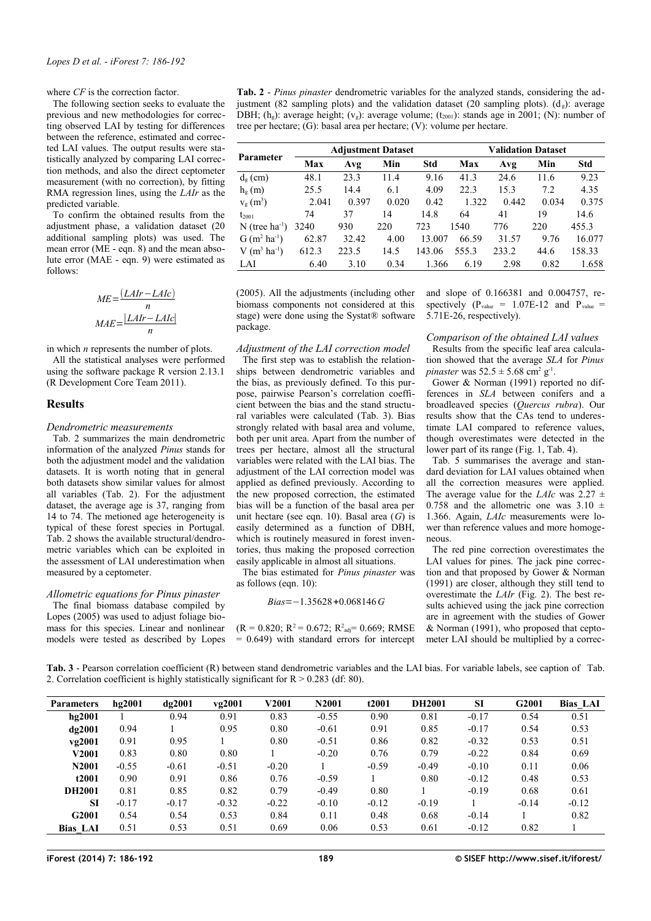where *CF* is the correction factor.

The following section seeks to evaluate the previous and new methodologies for correcting observed LAI by testing for differences between the reference, estimated and corrected LAI values. The output results were statistically analyzed by comparing LAI correction methods, and also the direct ceptometer measurement (with no correction), by fitting RMA regression lines, using the *LAIr* as the predicted variable.

To confirm the obtained results from the adjustment phase, a validation dataset (20 additional sampling plots) was used. The mean error (ME - eqn. 8) and the mean absolute error (MAE - eqn. 9) were estimated as follows:

$$ME = \frac{(LAIr - LAIc)}{n}$$

$$MAE = \frac{|LAIr - LAIc|}{n}$$

in which *n* represents the number of plots.

All the statistical analyses were performed using the software package R version 2.13.1 (R Development Core Team 2011).

## Results

### Dendrometric measurements

Tab. 2 summarizes the main dendrometric information of the analyzed *Pinus* stands for both the adjustment model and the validation datasets. It is worth noting that in general both datasets show similar values for almost all variables (Tab. 2). For the adjustment dataset, the average age is 37, ranging from 14 to 74. The metioned age heterogeneity is typical of these forest species in Portugal. Tab. 2 shows the available structural/dendrometric variables which can be exploited in the assessment of LAI underestimation when measured by a ceptometer.

### Allometric equations for Pinus pinaster

The final biomass database compiled by Lopes (2005) was used to adjust foliage biomass for this species. Linear and nonlinear models were tested as described by Lopes (2005). All the adjustments (including other biomass components not considered at this stage) were done using the Systat® software package.

### Adjustment of the LAI correction model

The first step was to establish the relationships between dendrometric variables and the bias, as previously defined. To this purpose, pairwise Pearson's correlation coefficient between the bias and the stand structural variables were calculated (Tab. 3). Bias strongly related with basal area and volume, both per unit area. Apart from the number of trees per hectare, almost all the structural variables were related with the LAI bias. The adjustment of the LAI correction model was applied as defined previously. According to the new proposed correction, the estimated bias will be a function of the basal area per unit hectare (see eqn. 10). Basal area (*G*) is easily determined as a function of DBH, which is routinely measured in forest inventories, thus making the proposed correction easily applicable in almost all situations.

The bias estimated for *Pinus pinaster* was as follows (eqn. 10):

$$Bias = -1.35628 + 0.068146\,G$$

($R = 0.820$; $R^2 = 0.672$; $R^2_{adj} = 0.669$; RMSE = 0.649) with standard errors for intercept and slope of 0.166381 and 0.004757, respectively ($P_{value}$ = 1.07E-12 and $P_{value}$ = 5.71E-26, respectively).

### Comparison of the obtained LAI values

Results from the specific leaf area calculation showed that the average *SLA* for *Pinus pinaster* was $52.5 \pm 5.68$ cm² g⁻¹.

Gower & Norman (1991) reported no differences in *SLA* between conifers and a broadleaved species (*Quercus rubra*). Our results show that the CAs tend to underestimate LAI compared to reference values, though overestimates were detected in the lower part of its range (Fig. 1, Tab. 4).

Tab. 5 summarises the average and standard deviation for LAI values obtained when all the correction measures were applied. The average value for the *LAIc* was $2.27 \pm 0.758$ and the allometric one was $3.10 \pm 1.366$. Again, *LAIc* measurements were lower than reference values and more homogeneous.

The red pine correction overestimates the LAI values for pines. The jack pine correction and that proposed by Gower & Norman (1991) are closer, although they still tend to overestimate the *LAIr* (Fig. 2). The best results achieved using the jack pine correction are in agreement with the studies of Gower & Norman (1991), who proposed that ceptometer LAI should be multiplied by a correc-

**Tab. 2** - *Pinus pinaster* dendrometric variables for the analyzed stands, considering the adjustment (82 sampling plots) and the validation dataset (20 sampling plots). ($d_g$): average DBH; ($h_g$): average height; ($v_g$): average volume; ($t_{2001}$): stands age in 2001; (N): number of tree per hectare; (G): basal area per hectare; (V): volume per hectare.

| Parameter | Adjustment Dataset | | | | Validation Dataset | | | |
|---|---|---|---|---|---|---|---|---|
| | Max | Avg | Min | Std | Max | Avg | Min | Std |
| $d_g$ (cm) | 48.1 | 23.3 | 11.4 | 9.16 | 41.3 | 24.6 | 11.6 | 9.23 |
| $h_g$ (m) | 25.5 | 14.4 | 6.1 | 4.09 | 22.3 | 15.3 | 7.2 | 4.35 |
| $v_g$ (m³) | 2.041 | 0.397 | 0.020 | 0.42 | 1.322 | 0.442 | 0.034 | 0.375 |
| $t_{2001}$ | 74 | 37 | 14 | 14.8 | 64 | 41 | 19 | 14.6 |
| N (tree ha⁻¹) | 3240 | 930 | 220 | 723 | 1540 | 776 | 220 | 455.3 |
| G (m² ha⁻¹) | 62.87 | 32.42 | 4.00 | 13.007 | 66.59 | 31.57 | 9.76 | 16.077 |
| V (m³ ha⁻¹) | 612.3 | 223.5 | 14.5 | 143.06 | 555.3 | 233.2 | 44.6 | 158.33 |
| LAI | 6.40 | 3.10 | 0.34 | 1.366 | 6.19 | 2.98 | 0.82 | 1.658 |

**Tab. 3** - Pearson correlation coefficient (R) between stand dendrometric variables and the LAI bias. For variable labels, see caption of Tab. 2. Correlation coefficient is highly statistically significant for R > 0.283 (df: 80).

| Parameters | hg2001 | dg2001 | vg2001 | V2001 | N2001 | t2001 | DH2001 | SI | G2001 | Bias_LAI |
|---|---|---|---|---|---|---|---|---|---|---|
| **hg2001** | 1 | 0.94 | 0.91 | 0.83 | -0.55 | 0.90 | 0.81 | -0.17 | 0.54 | 0.51 |
| **dg2001** | 0.94 | 1 | 0.95 | 0.80 | -0.61 | 0.91 | 0.85 | -0.17 | 0.54 | 0.53 |
| **vg2001** | 0.91 | 0.95 | 1 | 0.80 | -0.51 | 0.86 | 0.82 | -0.32 | 0.53 | 0.51 |
| **V2001** | 0.83 | 0.80 | 0.80 | 1 | -0.20 | 0.76 | 0.79 | -0.22 | 0.84 | 0.69 |
| **N2001** | -0.55 | -0.61 | -0.51 | -0.20 | 1 | -0.59 | -0.49 | -0.10 | 0.11 | 0.06 |
| **t2001** | 0.90 | 0.91 | 0.86 | 0.76 | -0.59 | 1 | 0.80 | -0.12 | 0.48 | 0.53 |
| **DH2001** | 0.81 | 0.85 | 0.82 | 0.79 | -0.49 | 0.80 | 1 | -0.19 | 0.68 | 0.61 |
| **SI** | -0.17 | -0.17 | -0.32 | -0.22 | -0.10 | -0.12 | -0.19 | 1 | -0.14 | -0.12 |
| **G2001** | 0.54 | 0.54 | 0.53 | 0.84 | 0.11 | 0.48 | 0.68 | -0.14 | 1 | 0.82 |
| **Bias_LAI** | 0.51 | 0.53 | 0.51 | 0.69 | 0.06 | 0.53 | 0.61 | -0.12 | 0.82 | 1 |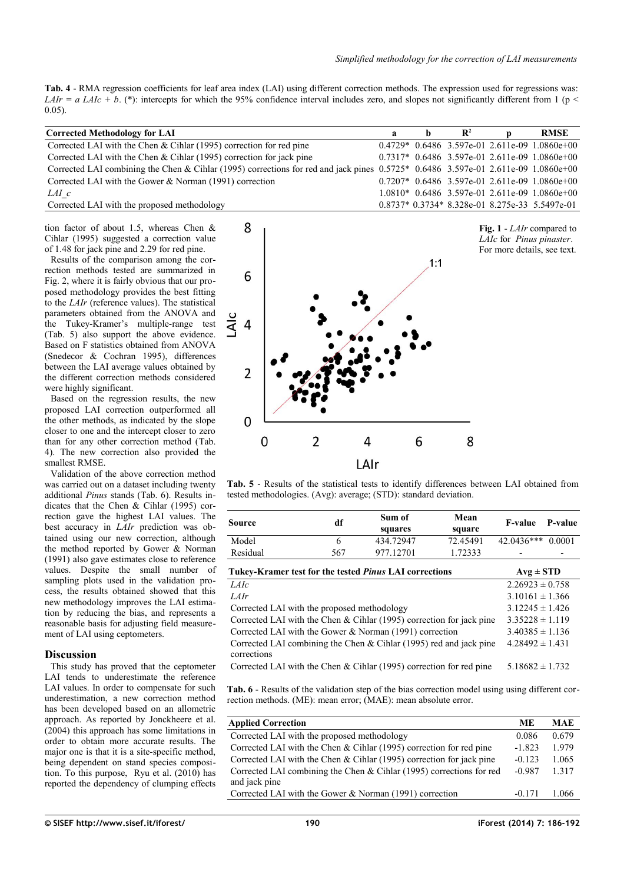**Tab. 4** - RMA regression coefficients for leaf area index (LAI) using different correction methods. The expression used for regressions was: $LAIr = a\ LAIc + b$. (*): intercepts for which the 95% confidence interval includes zero, and slopes not significantly different from 1 ($p < 0.05$).

| Corrected Methodology for LAI | a | b | $R^2$ | p | RMSE |
|---|---|---|---|---|---|
| Corrected LAI with the Chen & Cihlar (1995) correction for red pine | 0.4729* | 0.6486 | 3.597e-01 | 2.611e-09 | 1.0860e+00 |
| Corrected LAI with the Chen & Cihlar (1995) correction for jack pine | 0.7317* | 0.6486 | 3.597e-01 | 2.611e-09 | 1.0860e+00 |
| Corrected LAI combining the Chen & Cihlar (1995) corrections for red and jack pines | 0.5725* | 0.6486 | 3.597e-01 | 2.611e-09 | 1.0860e+00 |
| Corrected LAI with the Gower & Norman (1991) correction | 0.7207* | 0.6486 | 3.597e-01 | 2.611e-09 | 1.0860e+00 |
| *LAI_c* | 1.0810* | 0.6486 | 3.597e-01 | 2.611e-09 | 1.0860e+00 |
| Corrected LAI with the proposed methodology | 0.8737* | 0.3734* | 8.328e-01 | 8.275e-33 | 5.5497e-01 |

tion factor of about 1.5, whereas Chen & Cihlar (1995) suggested a correction value of 1.48 for jack pine and 2.29 for red pine.

Results of the comparison among the correction methods tested are summarized in Fig. 2, where it is fairly obvious that our proposed methodology provides the best fitting to the *LAIr* (reference values). The statistical parameters obtained from the ANOVA and the Tukey-Kramer's multiple-range test (Tab. 5) also support the above evidence. Based on F statistics obtained from ANOVA (Snedecor & Cochran 1995), differences between the LAI average values obtained by the different correction methods considered were highly significant.

Based on the regression results, the new proposed LAI correction outperformed all the other methods, as indicated by the slope closer to one and the intercept closer to zero than for any other correction method (Tab. 4). The new correction also provided the smallest RMSE.

Validation of the above correction method was carried out on a dataset including twenty additional *Pinus* stands (Tab. 6). Results indicates that the Chen & Cihlar (1995) correction gave the highest LAI values. The best accuracy in *LAIr* prediction was obtained using our new correction, although the method reported by Gower & Norman (1991) also gave estimates close to reference values. Despite the small number of sampling plots used in the validation process, the results obtained showed that this new methodology improves the LAI estimation by reducing the bias, and represents a reasonable basis for adjusting field measurement of LAI using ceptometers.

**Fig. 1** - *LAIr* compared to *LAIc* for *Pinus pinaster*. For more details, see text.

**Tab. 5** - Results of the statistical tests to identify differences between LAI obtained from tested methodologies. (Avg): average; (STD): standard deviation.

| Source | df | Sum of squares | Mean square | F-value | P-value |
|---|---|---|---|---|---|
| Model | 6 | 434.72947 | 72.45491 | 42.0436*** | 0.0001 |
| Residual | 567 | 977.12701 | 1.72333 | - | - |

| Tukey-Kramer test for the tested *Pinus* LAI corrections | Avg ± STD |
|---|---|
| *LAIc* | 2.26923 ± 0.758 |
| *LAIr* | 3.10161 ± 1.366 |
| Corrected LAI with the proposed methodology | 3.12245 ± 1.426 |
| Corrected LAI with the Chen & Cihlar (1995) correction for jack pine | 3.35228 ± 1.119 |
| Corrected LAI with the Gower & Norman (1991) correction | 3.40385 ± 1.136 |
| Corrected LAI combining the Chen & Cihlar (1995) red and jack pine corrections | 4.28492 ± 1.431 |
| Corrected LAI with the Chen & Cihlar (1995) correction for red pine | 5.18682 ± 1.732 |

**Tab. 6** - Results of the validation step of the bias correction model using using different correction methods. (ME): mean error; (MAE): mean absolute error.

| Applied Correction | ME | MAE |
|---|---|---|
| Corrected LAI with the proposed methodology | 0.086 | 0.679 |
| Corrected LAI with the Chen & Cihlar (1995) correction for red pine | -1.823 | 1.979 |
| Corrected LAI with the Chen & Cihlar (1995) correction for jack pine | -0.123 | 1.065 |
| Corrected LAI combining the Chen & Cihlar (1995) corrections for red and jack pine | -0.987 | 1.317 |
| Corrected LAI with the Gower & Norman (1991) correction | -0.171 | 1.066 |

## Discussion

This study has proved that the ceptometer LAI tends to underestimate the reference LAI values. In order to compensate for such underestimation, a new correction method has been developed based on an allometric approach. As reported by Jonckheere et al. (2004) this approach has some limitations in order to obtain more accurate results. The major one is that it is a site-specific method, being dependent on stand species composition. To this purpose, Ryu et al. (2010) has reported the dependency of clumping effects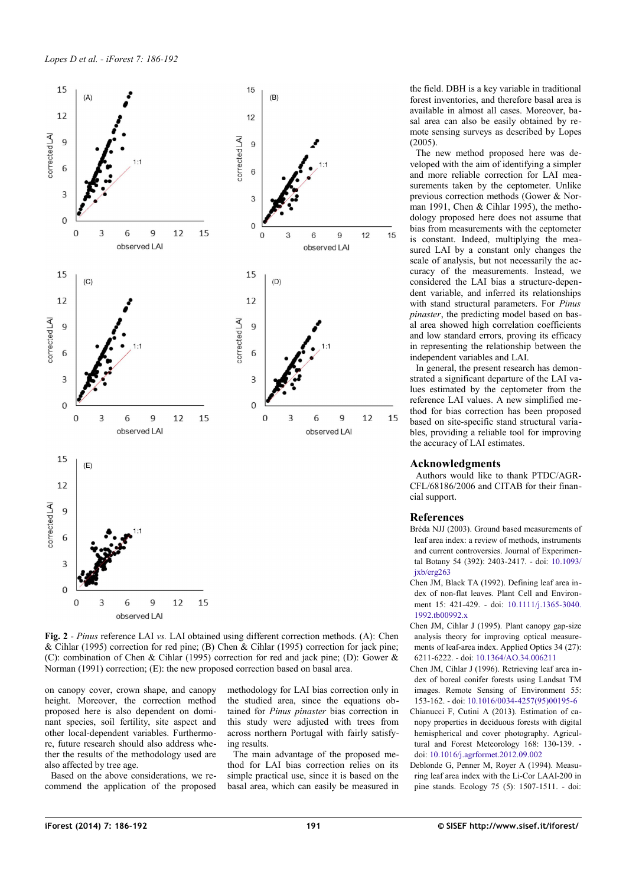**Fig. 2** - *Pinus* reference LAI *vs.* LAI obtained using different correction methods. (A): Chen & Cihlar (1995) correction for red pine; (B) Chen & Cihlar (1995) correction for jack pine; (C): combination of Chen & Cihlar (1995) correction for red and jack pine; (D): Gower & Norman (1991) correction; (E): the new proposed correction based on basal area.

on canopy cover, crown shape, and canopy height. Moreover, the correction method proposed here is also dependent on dominant species, soil fertility, site aspect and other local-dependent variables. Furthermore, future research should also address whether the results of the methodology used are also affected by tree age.

Based on the above considerations, we recommend the application of the proposed methodology for LAI bias correction only in the studied area, since the equations obtained for *Pinus pinaster* bias correction in this study were adjusted with trees from across northern Portugal with fairly satisfying results.

The main advantage of the proposed method for LAI bias correction relies on its simple practical use, since it is based on the basal area, which can easily be measured in the field. DBH is a key variable in traditional forest inventories, and therefore basal area is available in almost all cases. Moreover, basal area can also be easily obtained by remote sensing surveys as described by Lopes (2005).

The new method proposed here was developed with the aim of identifying a simpler and more reliable correction for LAI measurements taken by the ceptometer. Unlike previous correction methods (Gower & Norman 1991, Chen & Cihlar 1995), the methodology proposed here does not assume that bias from measurements with the ceptometer is constant. Indeed, multiplying the measured LAI by a constant only changes the scale of analysis, but not necessarily the accuracy of the measurements. Instead, we considered the LAI bias a structure-dependent variable, and inferred its relationships with stand structural parameters. For *Pinus pinaster*, the predicting model based on basal area showed high correlation coefficients and low standard errors, proving its efficacy in representing the relationship between the independent variables and LAI.

In general, the present research has demonstrated a significant departure of the LAI values estimated by the ceptometer from the reference LAI values. A new simplified method for bias correction has been proposed based on site-specific stand structural variables, providing a reliable tool for improving the accuracy of LAI estimates.

## Acknowledgments

Authors would like to thank PTDC/AGR-CFL/68186/2006 and CITAB for their financial support.

## References

Bréda NJJ (2003). Ground based measurements of leaf area index: a review of methods, instruments and current controversies. Journal of Experimental Botany 54 (392): 2403-2417. - doi: 10.1093/jxb/erg263

Chen JM, Black TA (1992). Defining leaf area index of non-flat leaves. Plant Cell and Environment 15: 421-429. - doi: 10.1111/j.1365-3040.1992.tb00992.x

Chen JM, Cihlar J (1995). Plant canopy gap-size analysis theory for improving optical measurements of leaf-area index. Applied Optics 34 (27): 6211-6222. - doi: 10.1364/AO.34.006211

Chen JM, Cihlar J (1996). Retrieving leaf area index of boreal conifer forests using Landsat TM images. Remote Sensing of Environment 55: 153-162. - doi: 10.1016/0034-4257(95)00195-6

Chianucci F, Cutini A (2013). Estimation of canopy properties in deciduous forests with digital hemispherical and cover photography. Agricultural and Forest Meteorology 168: 130-139. - doi: 10.1016/j.agrformet.2012.09.002

Deblonde G, Penner M, Royer A (1994). Measuring leaf area index with the Li-Cor LAAI-200 in pine stands. Ecology 75 (5): 1507-1511. - doi: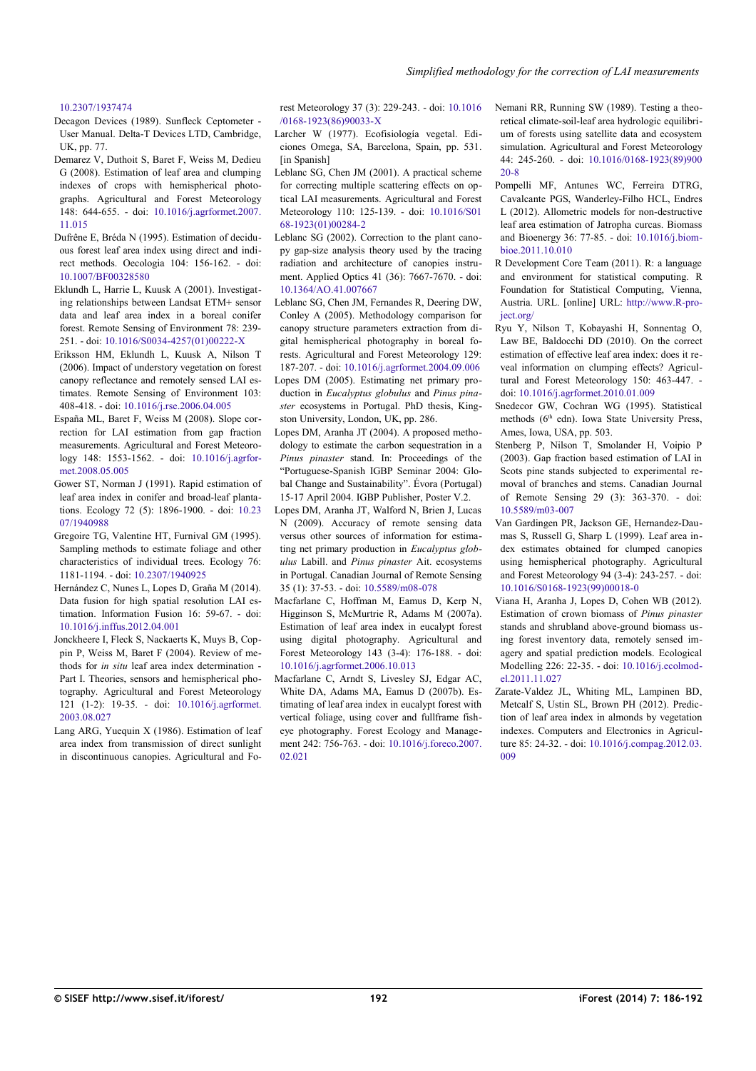10.2307/1937474

Decagon Devices (1989). Sunfleck Ceptometer - User Manual. Delta-T Devices LTD, Cambridge, UK, pp. 77.

Demarez V, Duthoit S, Baret F, Weiss M, Dedieu G (2008). Estimation of leaf area and clumping indexes of crops with hemispherical photographs. Agricultural and Forest Meteorology 148: 644-655. - doi: 10.1016/j.agrformet.2007.11.015

Dufrêne E, Bréda N (1995). Estimation of deciduous forest leaf area index using direct and indirect methods. Oecologia 104: 156-162. - doi: 10.1007/BF00328580

Eklundh L, Harrie L, Kuusk A (2001). Investigating relationships between Landsat ETM+ sensor data and leaf area index in a boreal conifer forest. Remote Sensing of Environment 78: 239-251. - doi: 10.1016/S0034-4257(01)00222-X

Eriksson HM, Eklundh L, Kuusk A, Nilson T (2006). Impact of understory vegetation on forest canopy reflectance and remotely sensed LAI estimates. Remote Sensing of Environment 103: 408-418. - doi: 10.1016/j.rse.2006.04.005

España ML, Baret F, Weiss M (2008). Slope correction for LAI estimation from gap fraction measurements. Agricultural and Forest Meteorology 148: 1553-1562. - doi: 10.1016/j.agrformet.2008.05.005

Gower ST, Norman J (1991). Rapid estimation of leaf area index in conifer and broad-leaf plantations. Ecology 72 (5): 1896-1900. - doi: 10.2307/1940988

Gregoire TG, Valentine HT, Furnival GM (1995). Sampling methods to estimate foliage and other characteristics of individual trees. Ecology 76: 1181-1194. - doi: 10.2307/1940925

Hernández C, Nunes L, Lopes D, Graña M (2014). Data fusion for high spatial resolution LAI estimation. Information Fusion 16: 59-67. - doi: 10.1016/j.inffus.2012.04.001

Jonckheere I, Fleck S, Nackaerts K, Muys B, Coppin P, Weiss M, Baret F (2004). Review of methods for *in situ* leaf area index determination - Part I. Theories, sensors and hemispherical photography. Agricultural and Forest Meteorology 121 (1-2): 19-35. - doi: 10.1016/j.agrformet.2003.08.027

Lang ARG, Yuequin X (1986). Estimation of leaf area index from transmission of direct sunlight in discontinuous canopies. Agricultural and Forest Meteorology 37 (3): 229-243. - doi: 10.1016/0168-1923(86)90033-X

Larcher W (1977). Ecofisiología vegetal. Ediciones Omega, SA, Barcelona, Spain, pp. 531. [in Spanish]

Leblanc SG, Chen JM (2001). A practical scheme for correcting multiple scattering effects on optical LAI measurements. Agricultural and Forest Meteorology 110: 125-139. - doi: 10.1016/S0168-1923(01)00284-2

Leblanc SG (2002). Correction to the plant canopy gap-size analysis theory used by the tracing radiation and architecture of canopies instrument. Applied Optics 41 (36): 7667-7670. - doi: 10.1364/AO.41.007667

Leblanc SG, Chen JM, Fernandes R, Deering DW, Conley A (2005). Methodology comparison for canopy structure parameters extraction from digital hemispherical photography in boreal forests. Agricultural and Forest Meteorology 129: 187-207. - doi: 10.1016/j.agrformet.2004.09.006

Lopes DM (2005). Estimating net primary production in *Eucalyptus globulus* and *Pinus pinaster* ecosystems in Portugal. PhD thesis, Kingston University, London, UK, pp. 286.

Lopes DM, Aranha JT (2004). A proposed methodology to estimate the carbon sequestration in a *Pinus pinaster* stand. In: Proceedings of the "Portuguese-Spanish IGBP Seminar 2004: Global Change and Sustainability". Évora (Portugal) 15-17 April 2004. IGBP Publisher, Poster V.2.

Lopes DM, Aranha JT, Walford N, Brien J, Lucas N (2009). Accuracy of remote sensing data versus other sources of information for estimating net primary production in *Eucalyptus globulus* Labill. and *Pinus pinaster* Ait. ecosystems in Portugal. Canadian Journal of Remote Sensing 35 (1): 37-53. - doi: 10.5589/m08-078

Macfarlane C, Hoffman M, Eamus D, Kerp N, Higginson S, McMurtrie R, Adams M (2007a). Estimation of leaf area index in eucalypt forest using digital photography. Agricultural and Forest Meteorology 143 (3-4): 176-188. - doi: 10.1016/j.agrformet.2006.10.013

Macfarlane C, Arndt S, Livesley SJ, Edgar AC, White DA, Adams MA, Eamus D (2007b). Estimating of leaf area index in eucalypt forest with vertical foliage, using cover and fullframe fisheye photography. Forest Ecology and Management 242: 756-763. - doi: 10.1016/j.foreco.2007.02.021

Nemani RR, Running SW (1989). Testing a theoretical climate-soil-leaf area hydrologic equilibrium of forests using satellite data and ecosystem simulation. Agricultural and Forest Meteorology 44: 245-260. - doi: 10.1016/0168-1923(89)90020-8

Pompelli MF, Antunes WC, Ferreira DTRG, Cavalcante PGS, Wanderley-Filho HCL, Endres L (2012). Allometric models for non-destructive leaf area estimation of Jatropha curcas. Biomass and Bioenergy 36: 77-85. - doi: 10.1016/j.biombioe.2011.10.010

R Development Core Team (2011). R: a language and environment for statistical computing. R Foundation for Statistical Computing, Vienna, Austria. URL. [online] URL: http://www.R-project.org/

Ryu Y, Nilson T, Kobayashi H, Sonnentag O, Law BE, Baldocchi DD (2010). On the correct estimation of effective leaf area index: does it reveal information on clumping effects? Agricultural and Forest Meteorology 150: 463-447. - doi: 10.1016/j.agrformet.2010.01.009

Snedecor GW, Cochran WG (1995). Statistical methods (6[th] edn). Iowa State University Press, Ames, Iowa, USA, pp. 503.

Stenberg P, Nilson T, Smolander H, Voipio P (2003). Gap fraction based estimation of LAI in Scots pine stands subjected to experimental removal of branches and stems. Canadian Journal of Remote Sensing 29 (3): 363-370. - doi: 10.5589/m03-007

Van Gardingen PR, Jackson GE, Hernandez-Daumas S, Russell G, Sharp L (1999). Leaf area index estimates obtained for clumped canopies using hemispherical photography. Agricultural and Forest Meteorology 94 (3-4): 243-257. - doi: 10.1016/S0168-1923(99)00018-0

Viana H, Aranha J, Lopes D, Cohen WB (2012). Estimation of crown biomass of *Pinus pinaster* stands and shrubland above-ground biomass using forest inventory data, remotely sensed imagery and spatial prediction models. Ecological Modelling 226: 22-35. - doi: 10.1016/j.ecolmodel.2011.11.027

Zarate-Valdez JL, Whiting ML, Lampinen BD, Metcalf S, Ustin SL, Brown PH (2012). Prediction of leaf area index in almonds by vegetation indexes. Computers and Electronics in Agriculture 85: 24-32. - doi: 10.1016/j.compag.2012.03.009